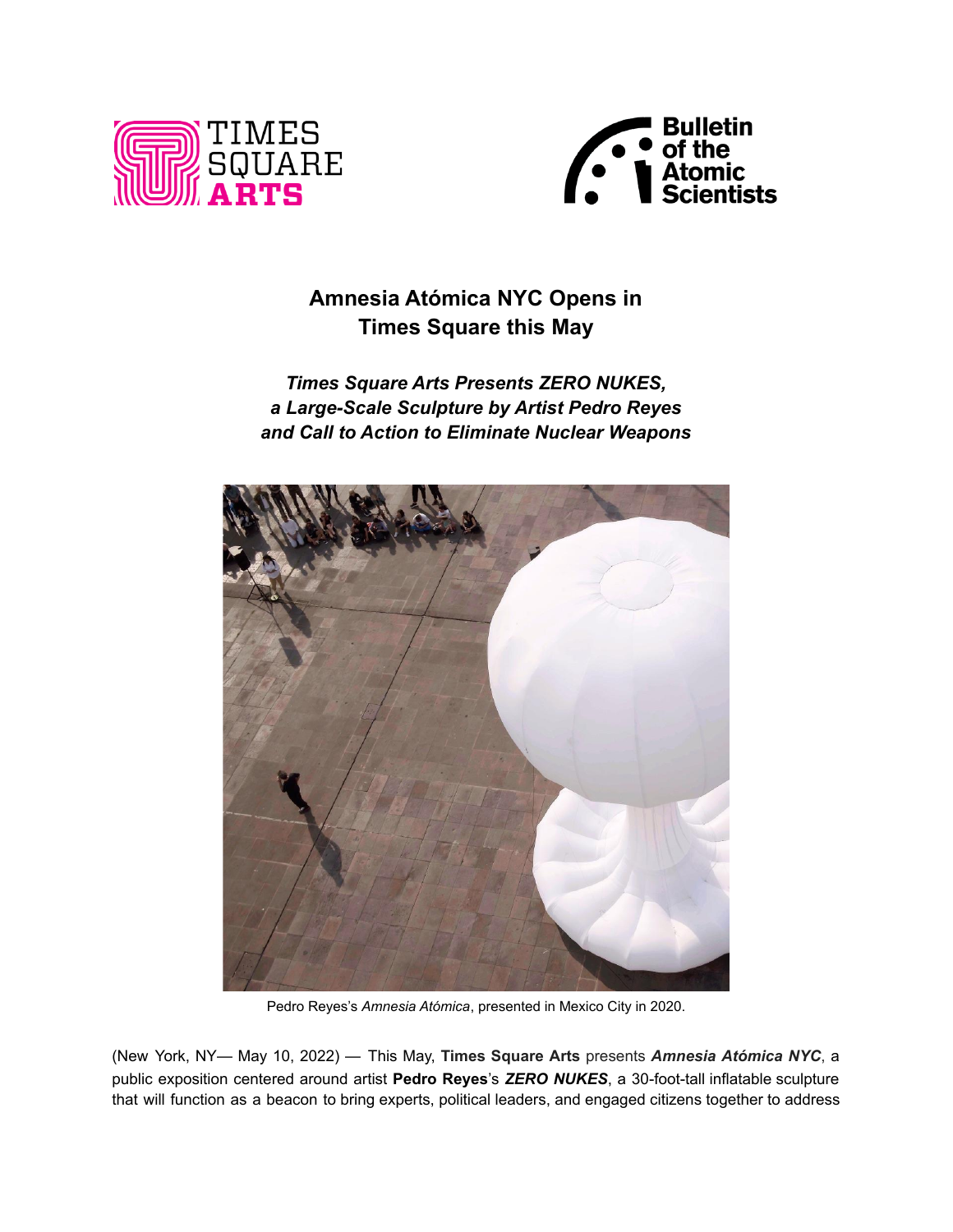# Amnesia Atómica NYC Opens in Times Square this May

***Times Square Arts Presents ZERO NUKES, a Large-Scale Sculpture by Artist Pedro Reyes and Call to Action to Eliminate Nuclear Weapons***

Pedro Reyes's *Amnesia Atómica*, presented in Mexico City in 2020.

(New York, NY— May 10, 2022) — This May, **Times Square Arts** presents ***Amnesia Atómica NYC***, a public exposition centered around artist **Pedro Reyes**'s ***ZERO NUKES***, a 30-foot-tall inflatable sculpture that will function as a beacon to bring experts, political leaders, and engaged citizens together to address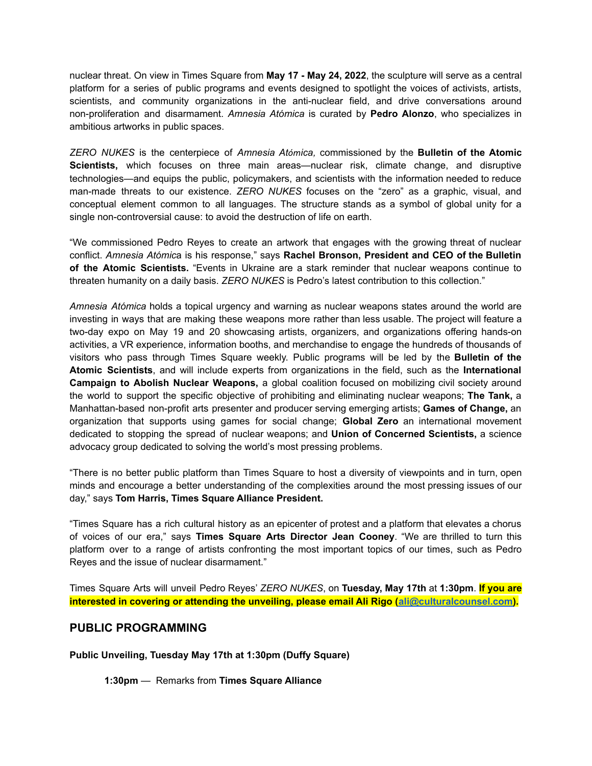nuclear threat. On view in Times Square from **May 17 - May 24, 2022**, the sculpture will serve as a central platform for a series of public programs and events designed to spotlight the voices of activists, artists, scientists, and community organizations in the anti-nuclear field, and drive conversations around non-proliferation and disarmament. *Amnesia Atómica* is curated by **Pedro Alonzo**, who specializes in ambitious artworks in public spaces.

*ZERO NUKES* is the centerpiece of *Amnesia Atómica,* commissioned by the **Bulletin of the Atomic Scientists,** which focuses on three main areas—nuclear risk, climate change, and disruptive technologies—and equips the public, policymakers, and scientists with the information needed to reduce man-made threats to our existence. *ZERO NUKES* focuses on the "zero" as a graphic, visual, and conceptual element common to all languages. The structure stands as a symbol of global unity for a single non-controversial cause: to avoid the destruction of life on earth.

"We commissioned Pedro Reyes to create an artwork that engages with the growing threat of nuclear conflict. *Amnesia Atómica* is his response," says **Rachel Bronson, President and CEO of the Bulletin of the Atomic Scientists.** "Events in Ukraine are a stark reminder that nuclear weapons continue to threaten humanity on a daily basis. *ZERO NUKES* is Pedro's latest contribution to this collection."

*Amnesia Atómica* holds a topical urgency and warning as nuclear weapons states around the world are investing in ways that are making these weapons more rather than less usable. The project will feature a two-day expo on May 19 and 20 showcasing artists, organizers, and organizations offering hands-on activities, a VR experience, information booths, and merchandise to engage the hundreds of thousands of visitors who pass through Times Square weekly. Public programs will be led by the **Bulletin of the Atomic Scientists**, and will include experts from organizations in the field, such as the **International Campaign to Abolish Nuclear Weapons,** a global coalition focused on mobilizing civil society around the world to support the specific objective of prohibiting and eliminating nuclear weapons; **The Tank,** a Manhattan-based non-profit arts presenter and producer serving emerging artists; **Games of Change,** an organization that supports using games for social change; **Global Zero** an international movement dedicated to stopping the spread of nuclear weapons; and **Union of Concerned Scientists,** a science advocacy group dedicated to solving the world's most pressing problems.

"There is no better public platform than Times Square to host a diversity of viewpoints and in turn, open minds and encourage a better understanding of the complexities around the most pressing issues of our day," says **Tom Harris, Times Square Alliance President.**

"Times Square has a rich cultural history as an epicenter of protest and a platform that elevates a chorus of voices of our era," says **Times Square Arts Director Jean Cooney**. "We are thrilled to turn this platform over to a range of artists confronting the most important topics of our times, such as Pedro Reyes and the issue of nuclear disarmament."

Times Square Arts will unveil Pedro Reyes' *ZERO NUKES*, on **Tuesday, May 17th** at **1:30pm**. **If you are interested in covering or attending the unveiling, please email Ali Rigo (ali@culturalcounsel.com).**

## PUBLIC PROGRAMMING

**Public Unveiling, Tuesday May 17th at 1:30pm (Duffy Square)**

**1:30pm** — Remarks from **Times Square Alliance**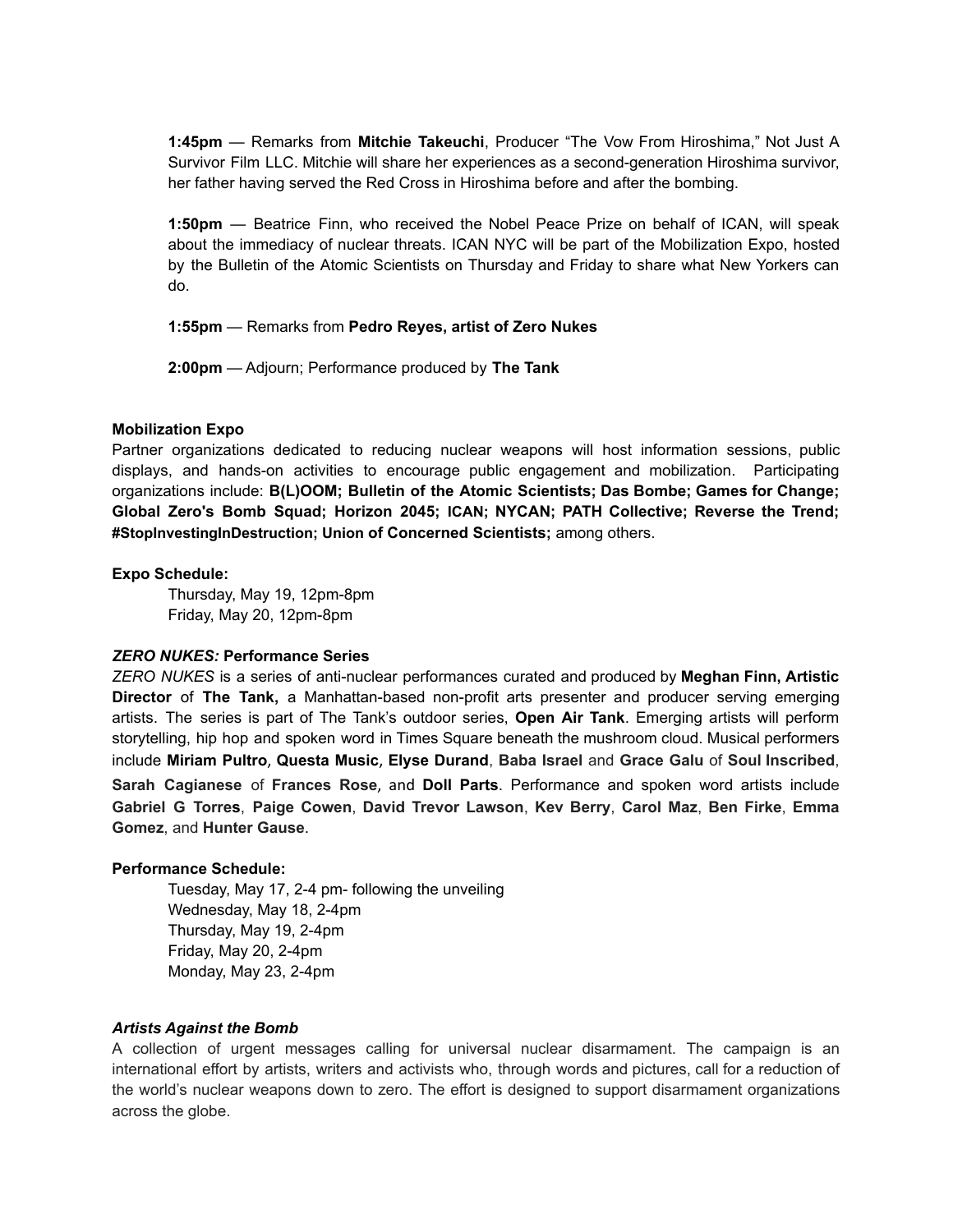**1:45pm** — Remarks from **Mitchie Takeuchi**, Producer "The Vow From Hiroshima," Not Just A Survivor Film LLC. Mitchie will share her experiences as a second-generation Hiroshima survivor, her father having served the Red Cross in Hiroshima before and after the bombing.

**1:50pm** — Beatrice Finn, who received the Nobel Peace Prize on behalf of ICAN, will speak about the immediacy of nuclear threats. ICAN NYC will be part of the Mobilization Expo, hosted by the Bulletin of the Atomic Scientists on Thursday and Friday to share what New Yorkers can do.

**1:55pm** — Remarks from **Pedro Reyes, artist of Zero Nukes**

**2:00pm** — Adjourn; Performance produced by **The Tank**

**Mobilization Expo**

Partner organizations dedicated to reducing nuclear weapons will host information sessions, public displays, and hands-on activities to encourage public engagement and mobilization. Participating organizations include: **B(L)OOM; Bulletin of the Atomic Scientists; Das Bombe; Games for Change; Global Zero's Bomb Squad; Horizon 2045; ICAN; NYCAN; PATH Collective; Reverse the Trend; #StopInvestingInDestruction; Union of Concerned Scientists;** among others.

**Expo Schedule:**

Thursday, May 19, 12pm-8pm
Friday, May 20, 12pm-8pm

***ZERO NUKES:* Performance Series**

*ZERO NUKES* is a series of anti-nuclear performances curated and produced by **Meghan Finn, Artistic Director** of **The Tank,** a Manhattan-based non-profit arts presenter and producer serving emerging artists. The series is part of The Tank's outdoor series, **Open Air Tank**. Emerging artists will perform storytelling, hip hop and spoken word in Times Square beneath the mushroom cloud. Musical performers include **Miriam Pultro, Questa Music, Elyse Durand**, **Baba Israel** and **Grace Galu** of **Soul Inscribed**, **Sarah Cagianese** of **Frances Rose,** and **Doll Parts**. Performance and spoken word artists include **Gabriel G Torres**, **Paige Cowen**, **David Trevor Lawson**, **Kev Berry**, **Carol Maz**, **Ben Firke**, **Emma Gomez**, and **Hunter Gause**.

**Performance Schedule:**

Tuesday, May 17, 2-4 pm- following the unveiling
Wednesday, May 18, 2-4pm
Thursday, May 19, 2-4pm
Friday, May 20, 2-4pm
Monday, May 23, 2-4pm

***Artists Against the Bomb***

A collection of urgent messages calling for universal nuclear disarmament. The campaign is an international effort by artists, writers and activists who, through words and pictures, call for a reduction of the world's nuclear weapons down to zero. The effort is designed to support disarmament organizations across the globe.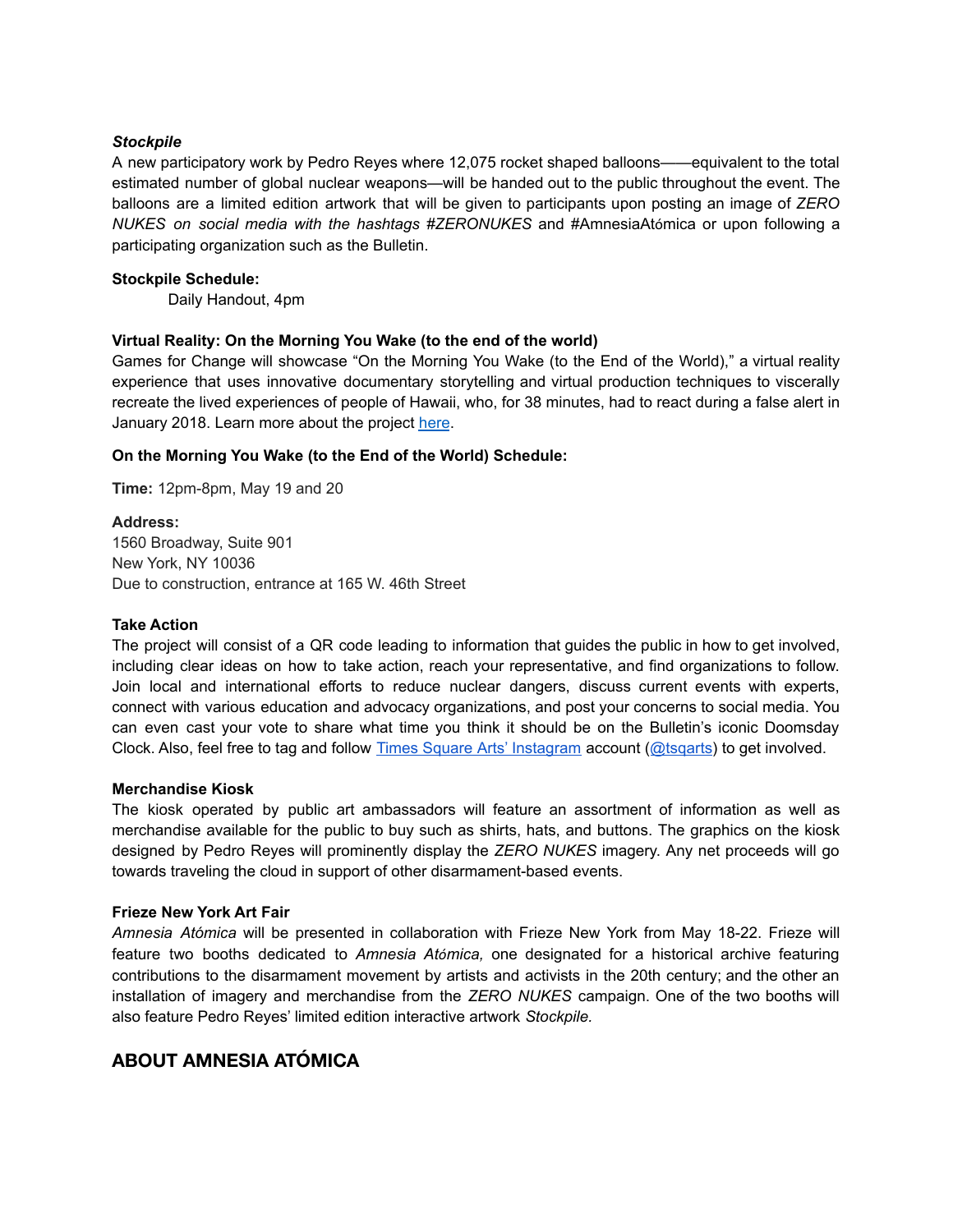***Stockpile***
A new participatory work by Pedro Reyes where 12,075 rocket shaped balloons——equivalent to the total estimated number of global nuclear weapons—will be handed out to the public throughout the event. The balloons are a limited edition artwork that will be given to participants upon posting an image of *ZERO NUKES on social media with the hashtags #ZERONUKES* and #AmnesiaAtómica or upon following a participating organization such as the Bulletin.

**Stockpile Schedule:**

Daily Handout, 4pm

**Virtual Reality: On the Morning You Wake (to the end of the world)**
Games for Change will showcase "On the Morning You Wake (to the End of the World)," a virtual reality experience that uses innovative documentary storytelling and virtual production techniques to viscerally recreate the lived experiences of people of Hawaii, who, for 38 minutes, had to react during a false alert in January 2018. Learn more about the project here.

**On the Morning You Wake (to the End of the World) Schedule:**

**Time:** 12pm-8pm, May 19 and 20

**Address:**
1560 Broadway, Suite 901
New York, NY 10036
Due to construction, entrance at 165 W. 46th Street

**Take Action**
The project will consist of a QR code leading to information that guides the public in how to get involved, including clear ideas on how to take action, reach your representative, and find organizations to follow. Join local and international efforts to reduce nuclear dangers, discuss current events with experts, connect with various education and advocacy organizations, and post your concerns to social media. You can even cast your vote to share what time you think it should be on the Bulletin's iconic Doomsday Clock. Also, feel free to tag and follow Times Square Arts' Instagram account (@tsqarts) to get involved.

**Merchandise Kiosk**
The kiosk operated by public art ambassadors will feature an assortment of information as well as merchandise available for the public to buy such as shirts, hats, and buttons. The graphics on the kiosk designed by Pedro Reyes will prominently display the *ZERO NUKES* imagery. Any net proceeds will go towards traveling the cloud in support of other disarmament-based events.

**Frieze New York Art Fair**
*Amnesia Atómica* will be presented in collaboration with Frieze New York from May 18-22. Frieze will feature two booths dedicated to *Amnesia Atómica,* one designated for a historical archive featuring contributions to the disarmament movement by artists and activists in the 20th century; and the other an installation of imagery and merchandise from the *ZERO NUKES* campaign. One of the two booths will also feature Pedro Reyes' limited edition interactive artwork *Stockpile.*

## ABOUT AMNESIA ATÓMICA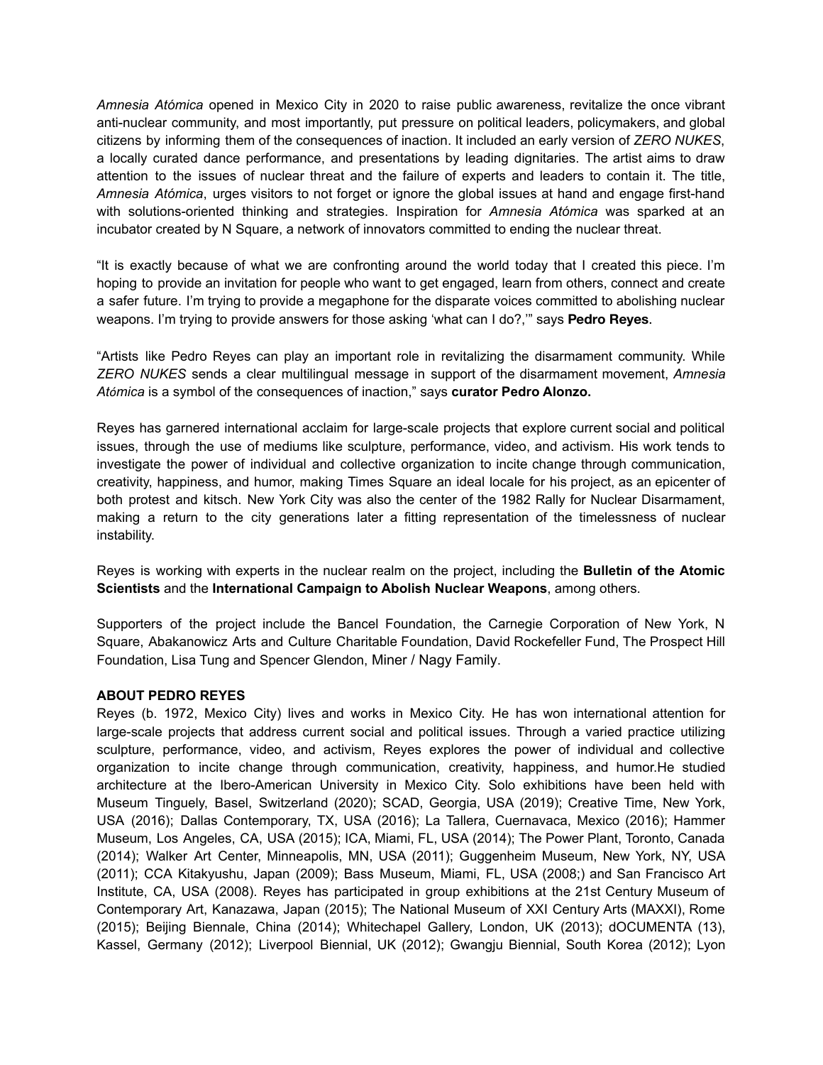*Amnesia Atómica* opened in Mexico City in 2020 to raise public awareness, revitalize the once vibrant anti-nuclear community, and most importantly, put pressure on political leaders, policymakers, and global citizens by informing them of the consequences of inaction. It included an early version of *ZERO NUKES*, a locally curated dance performance, and presentations by leading dignitaries. The artist aims to draw attention to the issues of nuclear threat and the failure of experts and leaders to contain it. The title, *Amnesia Atómica*, urges visitors to not forget or ignore the global issues at hand and engage first-hand with solutions-oriented thinking and strategies. Inspiration for *Amnesia Atómica* was sparked at an incubator created by N Square, a network of innovators committed to ending the nuclear threat.

"It is exactly because of what we are confronting around the world today that I created this piece. I'm hoping to provide an invitation for people who want to get engaged, learn from others, connect and create a safer future. I'm trying to provide a megaphone for the disparate voices committed to abolishing nuclear weapons. I'm trying to provide answers for those asking 'what can I do?,'" says **Pedro Reyes**.

"Artists like Pedro Reyes can play an important role in revitalizing the disarmament community. While *ZERO NUKES* sends a clear multilingual message in support of the disarmament movement, *Amnesia Atómica* is a symbol of the consequences of inaction," says **curator Pedro Alonzo.**

Reyes has garnered international acclaim for large-scale projects that explore current social and political issues, through the use of mediums like sculpture, performance, video, and activism. His work tends to investigate the power of individual and collective organization to incite change through communication, creativity, happiness, and humor, making Times Square an ideal locale for his project, as an epicenter of both protest and kitsch. New York City was also the center of the 1982 Rally for Nuclear Disarmament, making a return to the city generations later a fitting representation of the timelessness of nuclear instability.

Reyes is working with experts in the nuclear realm on the project, including the **Bulletin of the Atomic Scientists** and the **International Campaign to Abolish Nuclear Weapons**, among others.

Supporters of the project include the Bancel Foundation, the Carnegie Corporation of New York, N Square, Abakanowicz Arts and Culture Charitable Foundation, David Rockefeller Fund, The Prospect Hill Foundation, Lisa Tung and Spencer Glendon, Miner / Nagy Family.

**ABOUT PEDRO REYES**

Reyes (b. 1972, Mexico City) lives and works in Mexico City. He has won international attention for large-scale projects that address current social and political issues. Through a varied practice utilizing sculpture, performance, video, and activism, Reyes explores the power of individual and collective organization to incite change through communication, creativity, happiness, and humor.He studied architecture at the Ibero-American University in Mexico City. Solo exhibitions have been held with Museum Tinguely, Basel, Switzerland (2020); SCAD, Georgia, USA (2019); Creative Time, New York, USA (2016); Dallas Contemporary, TX, USA (2016); La Tallera, Cuernavaca, Mexico (2016); Hammer Museum, Los Angeles, CA, USA (2015); ICA, Miami, FL, USA (2014); The Power Plant, Toronto, Canada (2014); Walker Art Center, Minneapolis, MN, USA (2011); Guggenheim Museum, New York, NY, USA (2011); CCA Kitakyushu, Japan (2009); Bass Museum, Miami, FL, USA (2008;) and San Francisco Art Institute, CA, USA (2008). Reyes has participated in group exhibitions at the 21st Century Museum of Contemporary Art, Kanazawa, Japan (2015); The National Museum of XXI Century Arts (MAXXI), Rome (2015); Beijing Biennale, China (2014); Whitechapel Gallery, London, UK (2013); dOCUMENTA (13), Kassel, Germany (2012); Liverpool Biennial, UK (2012); Gwangju Biennial, South Korea (2012); Lyon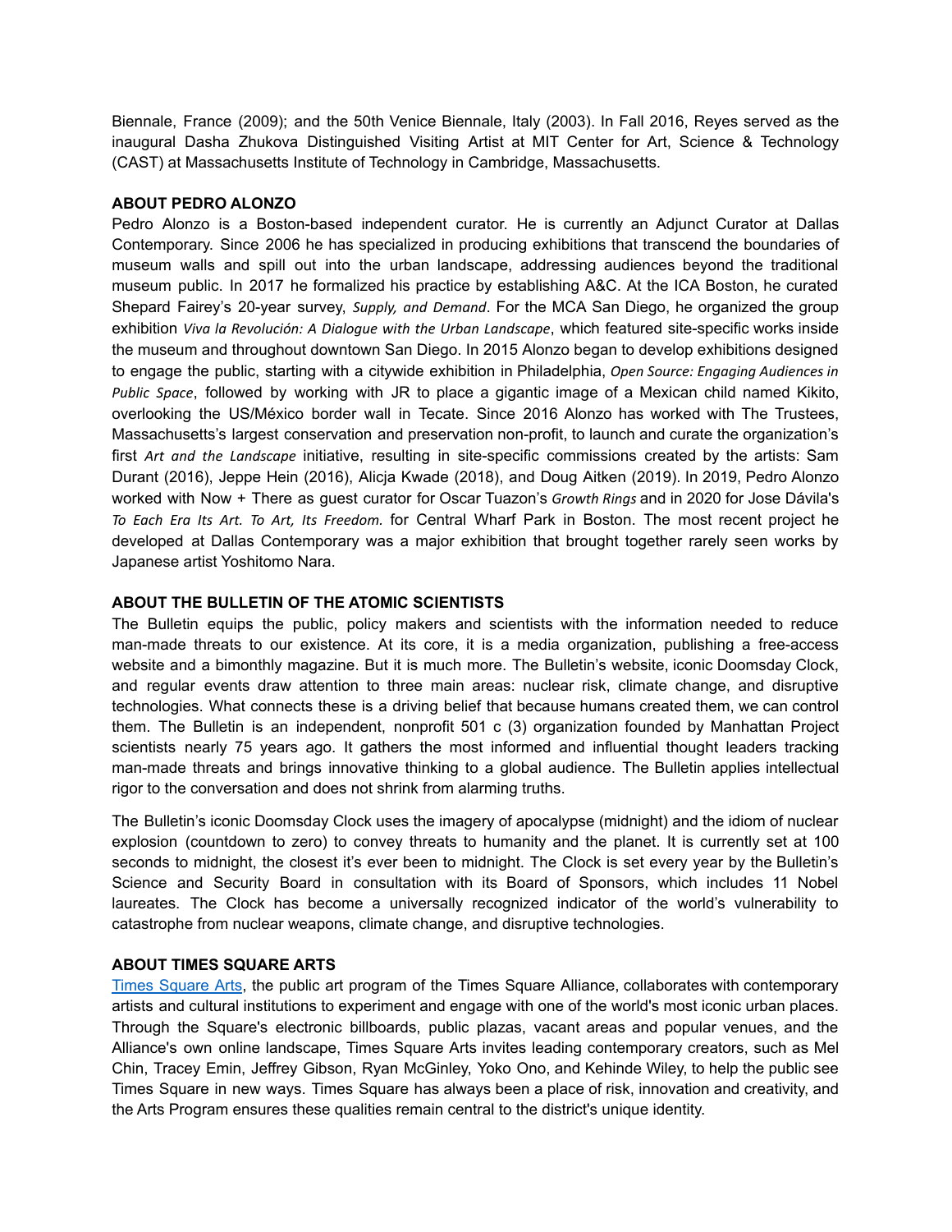Biennale, France (2009); and the 50th Venice Biennale, Italy (2003). In Fall 2016, Reyes served as the inaugural Dasha Zhukova Distinguished Visiting Artist at MIT Center for Art, Science & Technology (CAST) at Massachusetts Institute of Technology in Cambridge, Massachusetts.

**ABOUT PEDRO ALONZO**

Pedro Alonzo is a Boston-based independent curator. He is currently an Adjunct Curator at Dallas Contemporary. Since 2006 he has specialized in producing exhibitions that transcend the boundaries of museum walls and spill out into the urban landscape, addressing audiences beyond the traditional museum public. In 2017 he formalized his practice by establishing A&C. At the ICA Boston, he curated Shepard Fairey's 20-year survey, *Supply, and Demand*. For the MCA San Diego, he organized the group exhibition *Viva la Revolución: A Dialogue with the Urban Landscape*, which featured site-specific works inside the museum and throughout downtown San Diego. In 2015 Alonzo began to develop exhibitions designed to engage the public, starting with a citywide exhibition in Philadelphia, *Open Source: Engaging Audiences in Public Space*, followed by working with JR to place a gigantic image of a Mexican child named Kikito, overlooking the US/México border wall in Tecate. Since 2016 Alonzo has worked with The Trustees, Massachusetts's largest conservation and preservation non-profit, to launch and curate the organization's first *Art and the Landscape* initiative, resulting in site-specific commissions created by the artists: Sam Durant (2016), Jeppe Hein (2016), Alicja Kwade (2018), and Doug Aitken (2019). In 2019, Pedro Alonzo worked with Now + There as guest curator for Oscar Tuazon's *Growth Rings* and in 2020 for Jose Dávila's *To Each Era Its Art. To Art, Its Freedom.* for Central Wharf Park in Boston. The most recent project he developed at Dallas Contemporary was a major exhibition that brought together rarely seen works by Japanese artist Yoshitomo Nara.

**ABOUT THE BULLETIN OF THE ATOMIC SCIENTISTS**

The Bulletin equips the public, policy makers and scientists with the information needed to reduce man-made threats to our existence. At its core, it is a media organization, publishing a free-access website and a bimonthly magazine. But it is much more. The Bulletin's website, iconic Doomsday Clock, and regular events draw attention to three main areas: nuclear risk, climate change, and disruptive technologies. What connects these is a driving belief that because humans created them, we can control them. The Bulletin is an independent, nonprofit 501 c (3) organization founded by Manhattan Project scientists nearly 75 years ago. It gathers the most informed and influential thought leaders tracking man-made threats and brings innovative thinking to a global audience. The Bulletin applies intellectual rigor to the conversation and does not shrink from alarming truths.

The Bulletin's iconic Doomsday Clock uses the imagery of apocalypse (midnight) and the idiom of nuclear explosion (countdown to zero) to convey threats to humanity and the planet. It is currently set at 100 seconds to midnight, the closest it's ever been to midnight. The Clock is set every year by the Bulletin's Science and Security Board in consultation with its Board of Sponsors, which includes 11 Nobel laureates. The Clock has become a universally recognized indicator of the world's vulnerability to catastrophe from nuclear weapons, climate change, and disruptive technologies.

**ABOUT TIMES SQUARE ARTS**

Times Square Arts, the public art program of the Times Square Alliance, collaborates with contemporary artists and cultural institutions to experiment and engage with one of the world's most iconic urban places. Through the Square's electronic billboards, public plazas, vacant areas and popular venues, and the Alliance's own online landscape, Times Square Arts invites leading contemporary creators, such as Mel Chin, Tracey Emin, Jeffrey Gibson, Ryan McGinley, Yoko Ono, and Kehinde Wiley, to help the public see Times Square in new ways. Times Square has always been a place of risk, innovation and creativity, and the Arts Program ensures these qualities remain central to the district's unique identity.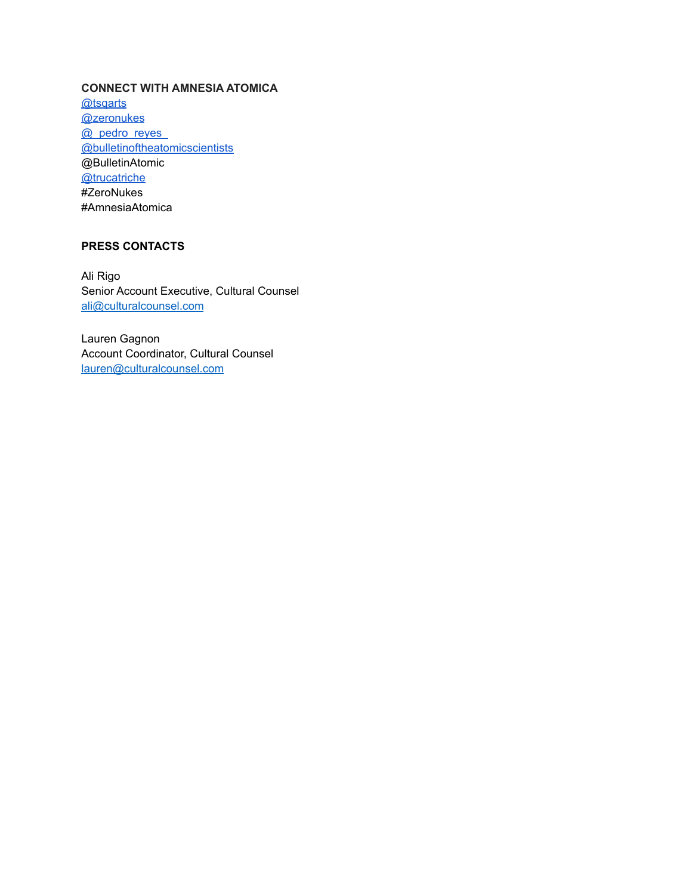**CONNECT WITH AMNESIA ATOMICA**
@tsqarts
@zeronukes
@_pedro_reyes_
@bulletinoftheatomicscientists
@BulletinAtomic
@trucatriche
#ZeroNukes
#AmnesiaAtomica

**PRESS CONTACTS**

Ali Rigo
Senior Account Executive, Cultural Counsel
ali@culturalcounsel.com

Lauren Gagnon
Account Coordinator, Cultural Counsel
lauren@culturalcounsel.com